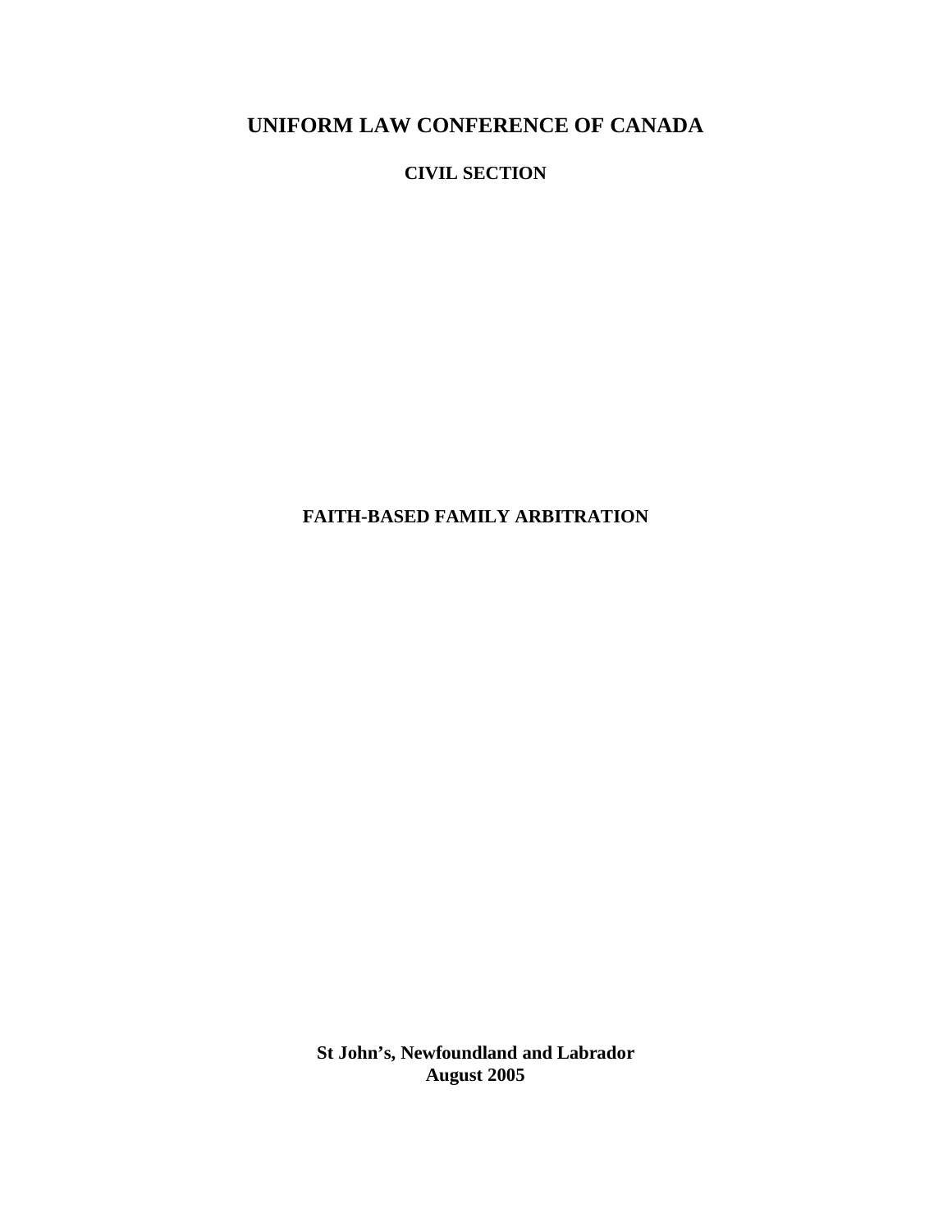# UNIFORM LAW CONFERENCE OF CANADA

**CIVIL SECTION**

**FAITH-BASED FAMILY ARBITRATION**

**St John's, Newfoundland and Labrador**
**August 2005**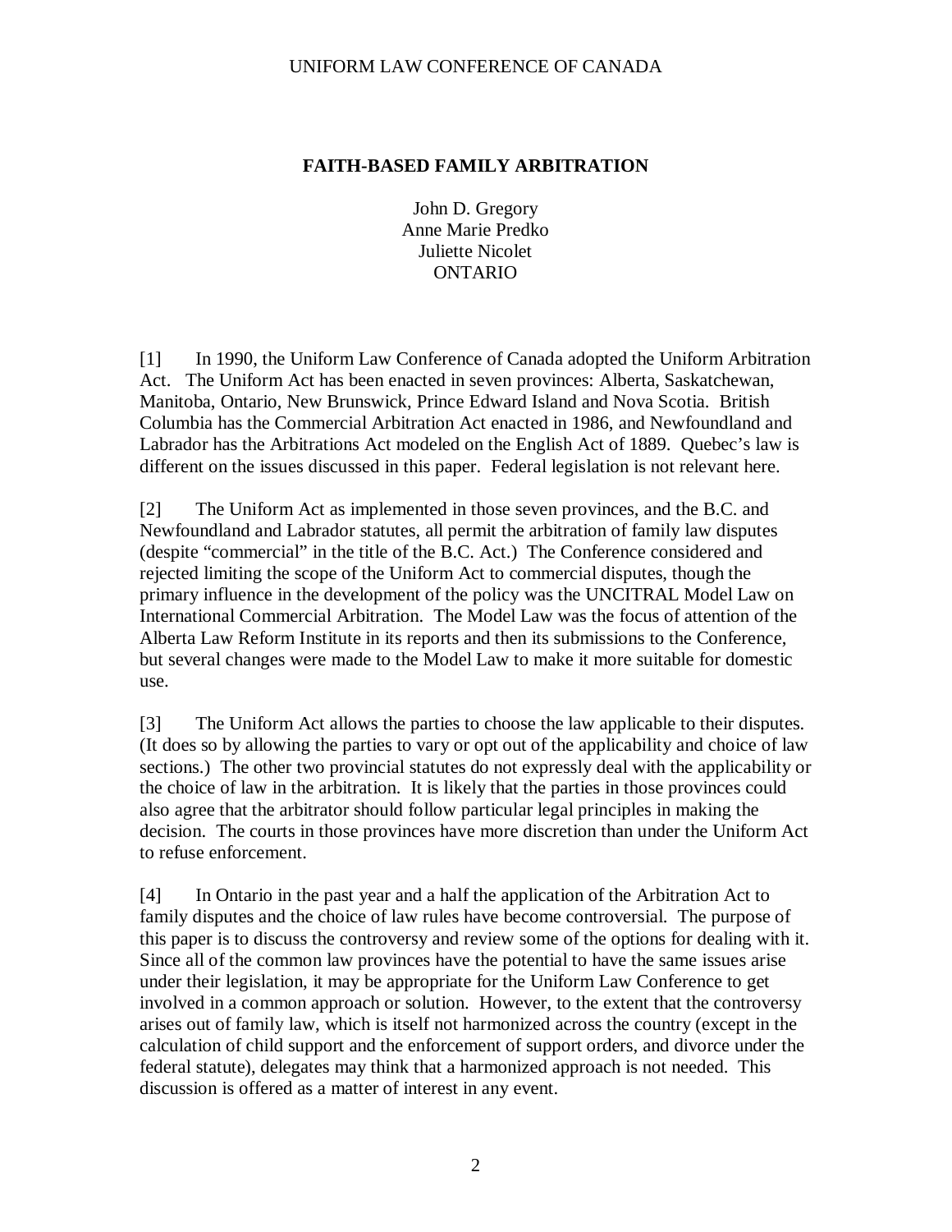# FAITH-BASED FAMILY ARBITRATION

John D. Gregory
Anne Marie Predko
Juliette Nicolet
ONTARIO

[1] In 1990, the Uniform Law Conference of Canada adopted the Uniform Arbitration Act. The Uniform Act has been enacted in seven provinces: Alberta, Saskatchewan, Manitoba, Ontario, New Brunswick, Prince Edward Island and Nova Scotia. British Columbia has the Commercial Arbitration Act enacted in 1986, and Newfoundland and Labrador has the Arbitrations Act modeled on the English Act of 1889. Quebec's law is different on the issues discussed in this paper. Federal legislation is not relevant here.

[2] The Uniform Act as implemented in those seven provinces, and the B.C. and Newfoundland and Labrador statutes, all permit the arbitration of family law disputes (despite "commercial" in the title of the B.C. Act.) The Conference considered and rejected limiting the scope of the Uniform Act to commercial disputes, though the primary influence in the development of the policy was the UNCITRAL Model Law on International Commercial Arbitration. The Model Law was the focus of attention of the Alberta Law Reform Institute in its reports and then its submissions to the Conference, but several changes were made to the Model Law to make it more suitable for domestic use.

[3] The Uniform Act allows the parties to choose the law applicable to their disputes. (It does so by allowing the parties to vary or opt out of the applicability and choice of law sections.) The other two provincial statutes do not expressly deal with the applicability or the choice of law in the arbitration. It is likely that the parties in those provinces could also agree that the arbitrator should follow particular legal principles in making the decision. The courts in those provinces have more discretion than under the Uniform Act to refuse enforcement.

[4] In Ontario in the past year and a half the application of the Arbitration Act to family disputes and the choice of law rules have become controversial. The purpose of this paper is to discuss the controversy and review some of the options for dealing with it. Since all of the common law provinces have the potential to have the same issues arise under their legislation, it may be appropriate for the Uniform Law Conference to get involved in a common approach or solution. However, to the extent that the controversy arises out of family law, which is itself not harmonized across the country (except in the calculation of child support and the enforcement of support orders, and divorce under the federal statute), delegates may think that a harmonized approach is not needed. This discussion is offered as a matter of interest in any event.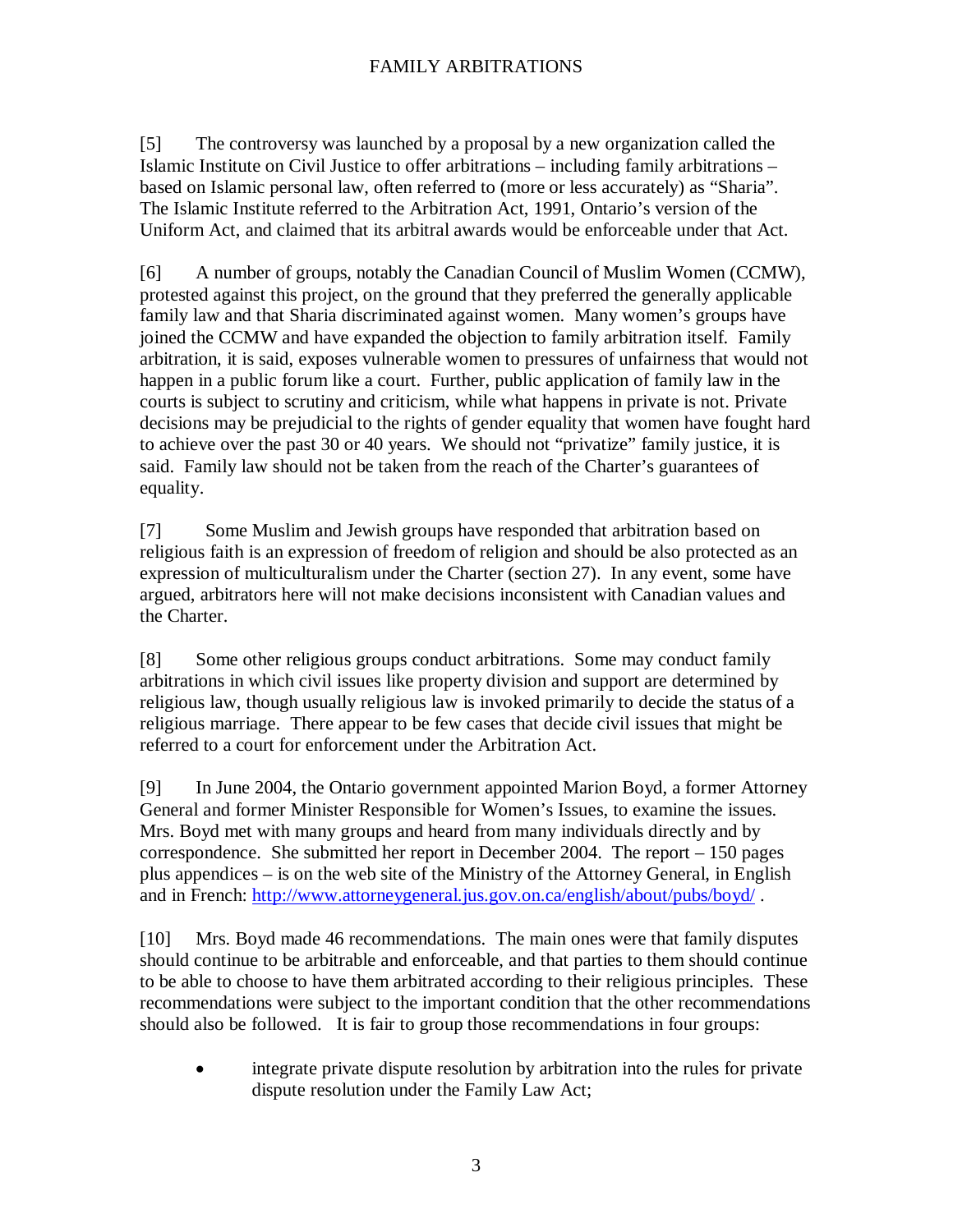[5] The controversy was launched by a proposal by a new organization called the Islamic Institute on Civil Justice to offer arbitrations – including family arbitrations – based on Islamic personal law, often referred to (more or less accurately) as "Sharia". The Islamic Institute referred to the Arbitration Act, 1991, Ontario's version of the Uniform Act, and claimed that its arbitral awards would be enforceable under that Act.

[6] A number of groups, notably the Canadian Council of Muslim Women (CCMW), protested against this project, on the ground that they preferred the generally applicable family law and that Sharia discriminated against women. Many women's groups have joined the CCMW and have expanded the objection to family arbitration itself. Family arbitration, it is said, exposes vulnerable women to pressures of unfairness that would not happen in a public forum like a court. Further, public application of family law in the courts is subject to scrutiny and criticism, while what happens in private is not. Private decisions may be prejudicial to the rights of gender equality that women have fought hard to achieve over the past 30 or 40 years. We should not "privatize" family justice, it is said. Family law should not be taken from the reach of the Charter's guarantees of equality.

[7] Some Muslim and Jewish groups have responded that arbitration based on religious faith is an expression of freedom of religion and should be also protected as an expression of multiculturalism under the Charter (section 27). In any event, some have argued, arbitrators here will not make decisions inconsistent with Canadian values and the Charter.

[8] Some other religious groups conduct arbitrations. Some may conduct family arbitrations in which civil issues like property division and support are determined by religious law, though usually religious law is invoked primarily to decide the status of a religious marriage. There appear to be few cases that decide civil issues that might be referred to a court for enforcement under the Arbitration Act.

[9] In June 2004, the Ontario government appointed Marion Boyd, a former Attorney General and former Minister Responsible for Women's Issues, to examine the issues. Mrs. Boyd met with many groups and heard from many individuals directly and by correspondence. She submitted her report in December 2004. The report – 150 pages plus appendices – is on the web site of the Ministry of the Attorney General, in English and in French: http://www.attorneygeneral.jus.gov.on.ca/english/about/pubs/boyd/ .

[10] Mrs. Boyd made 46 recommendations. The main ones were that family disputes should continue to be arbitrable and enforceable, and that parties to them should continue to be able to choose to have them arbitrated according to their religious principles. These recommendations were subject to the important condition that the other recommendations should also be followed. It is fair to group those recommendations in four groups:

- integrate private dispute resolution by arbitration into the rules for private dispute resolution under the Family Law Act;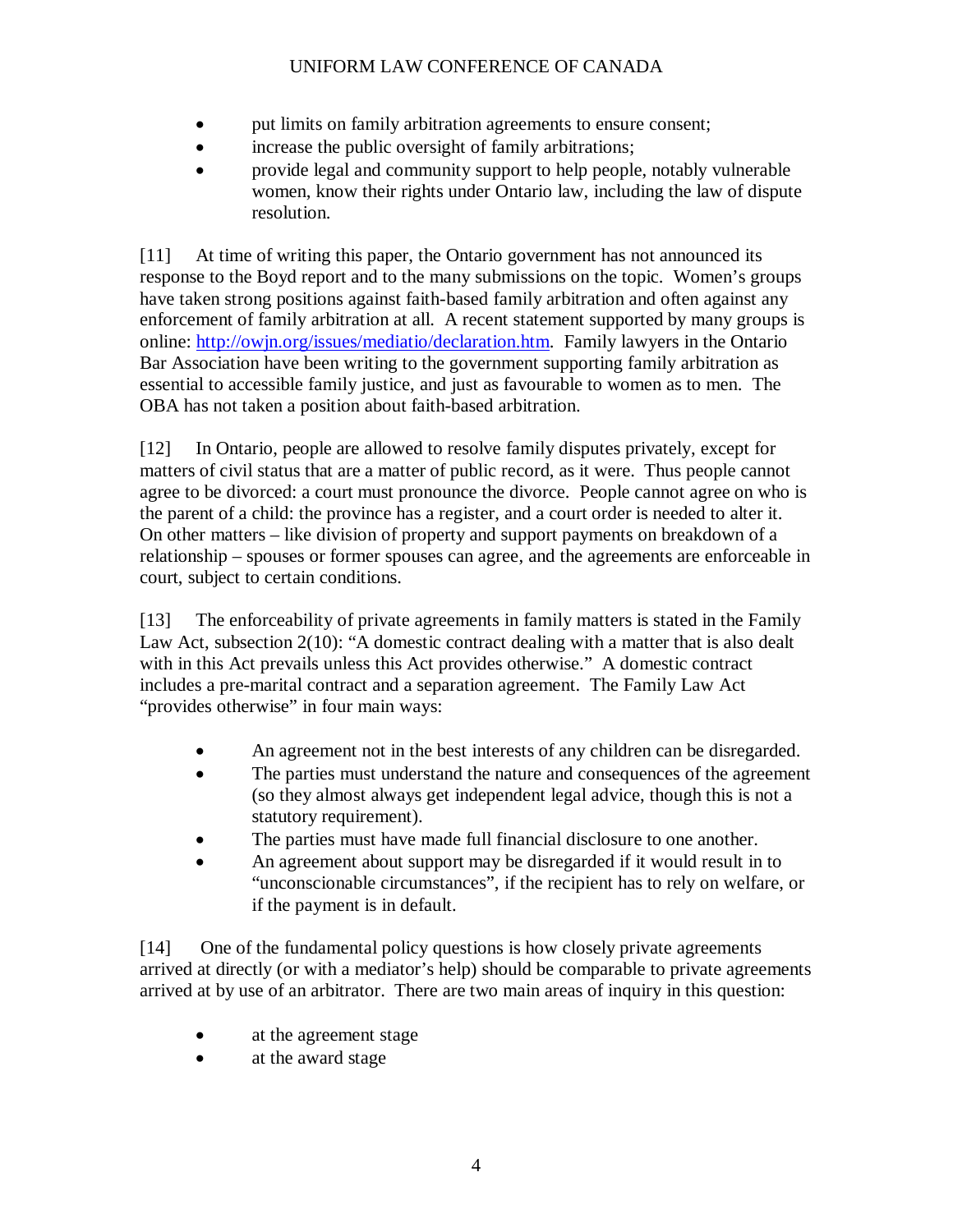- put limits on family arbitration agreements to ensure consent;
- increase the public oversight of family arbitrations;
- provide legal and community support to help people, notably vulnerable women, know their rights under Ontario law, including the law of dispute resolution.

[11] At time of writing this paper, the Ontario government has not announced its response to the Boyd report and to the many submissions on the topic. Women's groups have taken strong positions against faith-based family arbitration and often against any enforcement of family arbitration at all. A recent statement supported by many groups is online: http://owjn.org/issues/mediatio/declaration.htm. Family lawyers in the Ontario Bar Association have been writing to the government supporting family arbitration as essential to accessible family justice, and just as favourable to women as to men. The OBA has not taken a position about faith-based arbitration.

[12] In Ontario, people are allowed to resolve family disputes privately, except for matters of civil status that are a matter of public record, as it were. Thus people cannot agree to be divorced: a court must pronounce the divorce. People cannot agree on who is the parent of a child: the province has a register, and a court order is needed to alter it. On other matters – like division of property and support payments on breakdown of a relationship – spouses or former spouses can agree, and the agreements are enforceable in court, subject to certain conditions.

[13] The enforceability of private agreements in family matters is stated in the Family Law Act, subsection 2(10): "A domestic contract dealing with a matter that is also dealt with in this Act prevails unless this Act provides otherwise." A domestic contract includes a pre-marital contract and a separation agreement. The Family Law Act "provides otherwise" in four main ways:

- An agreement not in the best interests of any children can be disregarded.
- The parties must understand the nature and consequences of the agreement (so they almost always get independent legal advice, though this is not a statutory requirement).
- The parties must have made full financial disclosure to one another.
- An agreement about support may be disregarded if it would result in to "unconscionable circumstances", if the recipient has to rely on welfare, or if the payment is in default.

[14] One of the fundamental policy questions is how closely private agreements arrived at directly (or with a mediator's help) should be comparable to private agreements arrived at by use of an arbitrator. There are two main areas of inquiry in this question:

- at the agreement stage
- at the award stage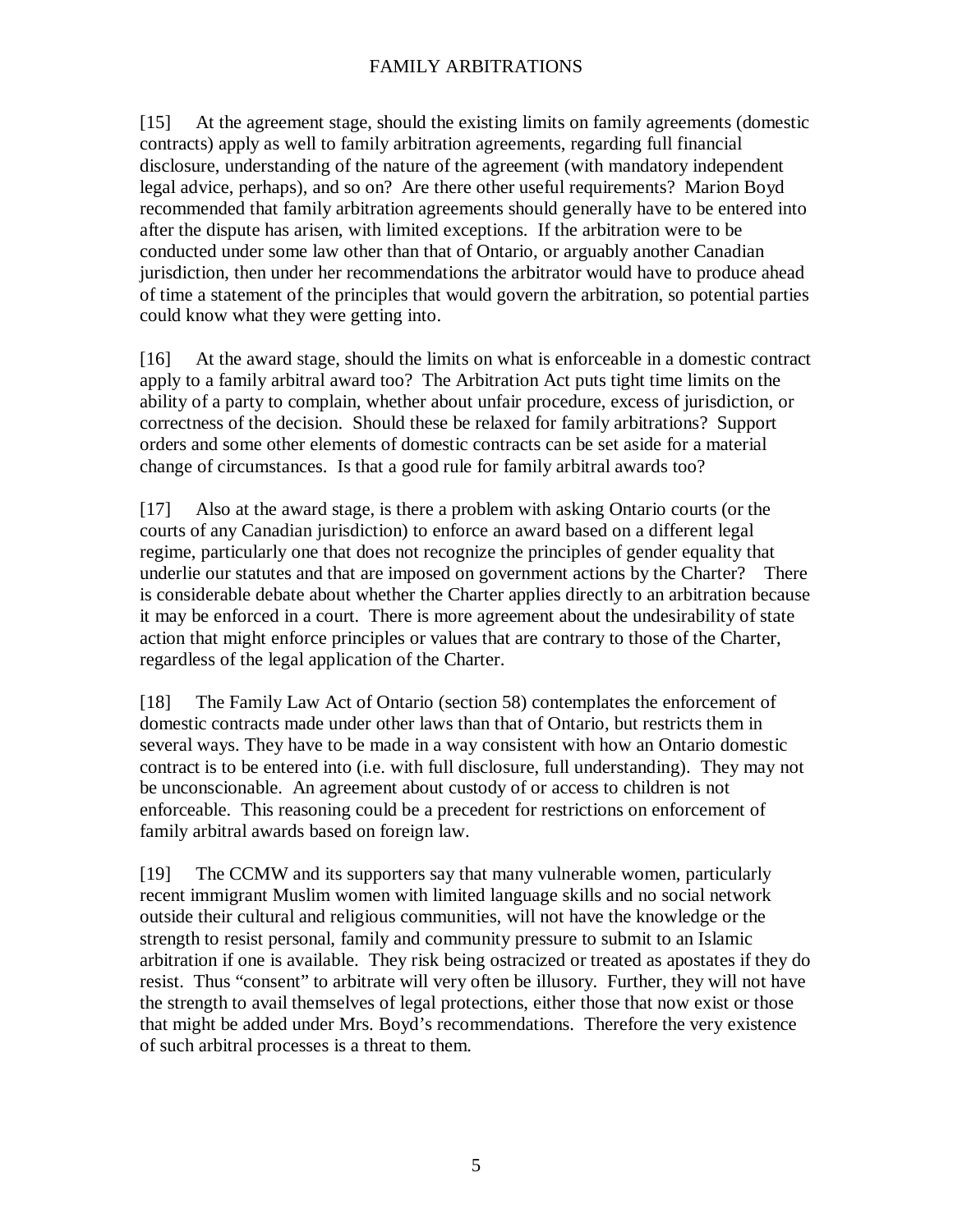[15] At the agreement stage, should the existing limits on family agreements (domestic contracts) apply as well to family arbitration agreements, regarding full financial disclosure, understanding of the nature of the agreement (with mandatory independent legal advice, perhaps), and so on? Are there other useful requirements? Marion Boyd recommended that family arbitration agreements should generally have to be entered into after the dispute has arisen, with limited exceptions. If the arbitration were to be conducted under some law other than that of Ontario, or arguably another Canadian jurisdiction, then under her recommendations the arbitrator would have to produce ahead of time a statement of the principles that would govern the arbitration, so potential parties could know what they were getting into.

[16] At the award stage, should the limits on what is enforceable in a domestic contract apply to a family arbitral award too? The Arbitration Act puts tight time limits on the ability of a party to complain, whether about unfair procedure, excess of jurisdiction, or correctness of the decision. Should these be relaxed for family arbitrations? Support orders and some other elements of domestic contracts can be set aside for a material change of circumstances. Is that a good rule for family arbitral awards too?

[17] Also at the award stage, is there a problem with asking Ontario courts (or the courts of any Canadian jurisdiction) to enforce an award based on a different legal regime, particularly one that does not recognize the principles of gender equality that underlie our statutes and that are imposed on government actions by the Charter? There is considerable debate about whether the Charter applies directly to an arbitration because it may be enforced in a court. There is more agreement about the undesirability of state action that might enforce principles or values that are contrary to those of the Charter, regardless of the legal application of the Charter.

[18] The Family Law Act of Ontario (section 58) contemplates the enforcement of domestic contracts made under other laws than that of Ontario, but restricts them in several ways. They have to be made in a way consistent with how an Ontario domestic contract is to be entered into (i.e. with full disclosure, full understanding). They may not be unconscionable. An agreement about custody of or access to children is not enforceable. This reasoning could be a precedent for restrictions on enforcement of family arbitral awards based on foreign law.

[19] The CCMW and its supporters say that many vulnerable women, particularly recent immigrant Muslim women with limited language skills and no social network outside their cultural and religious communities, will not have the knowledge or the strength to resist personal, family and community pressure to submit to an Islamic arbitration if one is available. They risk being ostracized or treated as apostates if they do resist. Thus "consent" to arbitrate will very often be illusory. Further, they will not have the strength to avail themselves of legal protections, either those that now exist or those that might be added under Mrs. Boyd's recommendations. Therefore the very existence of such arbitral processes is a threat to them.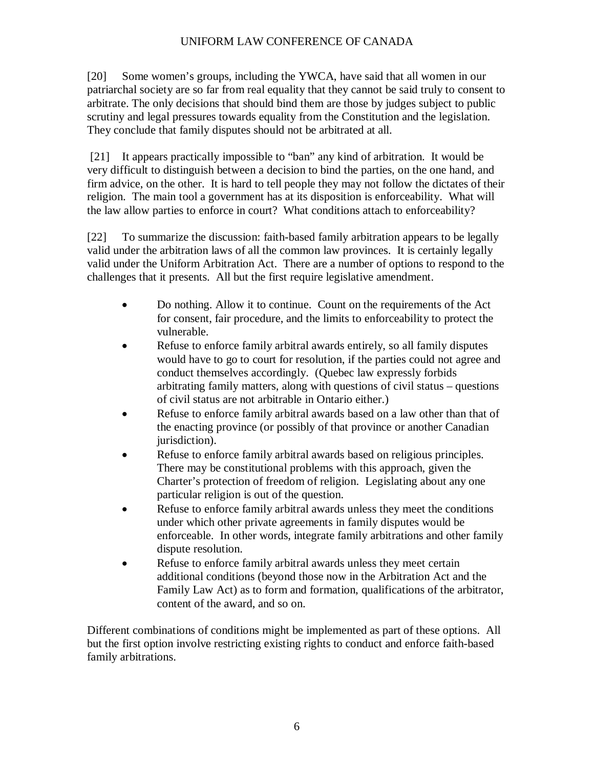[20] Some women's groups, including the YWCA, have said that all women in our patriarchal society are so far from real equality that they cannot be said truly to consent to arbitrate. The only decisions that should bind them are those by judges subject to public scrutiny and legal pressures towards equality from the Constitution and the legislation. They conclude that family disputes should not be arbitrated at all.

[21] It appears practically impossible to "ban" any kind of arbitration. It would be very difficult to distinguish between a decision to bind the parties, on the one hand, and firm advice, on the other. It is hard to tell people they may not follow the dictates of their religion. The main tool a government has at its disposition is enforceability. What will the law allow parties to enforce in court? What conditions attach to enforceability?

[22] To summarize the discussion: faith-based family arbitration appears to be legally valid under the arbitration laws of all the common law provinces. It is certainly legally valid under the Uniform Arbitration Act. There are a number of options to respond to the challenges that it presents. All but the first require legislative amendment.

- Do nothing. Allow it to continue. Count on the requirements of the Act for consent, fair procedure, and the limits to enforceability to protect the vulnerable.
- Refuse to enforce family arbitral awards entirely, so all family disputes would have to go to court for resolution, if the parties could not agree and conduct themselves accordingly. (Quebec law expressly forbids arbitrating family matters, along with questions of civil status – questions of civil status are not arbitrable in Ontario either.)
- Refuse to enforce family arbitral awards based on a law other than that of the enacting province (or possibly of that province or another Canadian jurisdiction).
- Refuse to enforce family arbitral awards based on religious principles. There may be constitutional problems with this approach, given the Charter's protection of freedom of religion. Legislating about any one particular religion is out of the question.
- Refuse to enforce family arbitral awards unless they meet the conditions under which other private agreements in family disputes would be enforceable. In other words, integrate family arbitrations and other family dispute resolution.
- Refuse to enforce family arbitral awards unless they meet certain additional conditions (beyond those now in the Arbitration Act and the Family Law Act) as to form and formation, qualifications of the arbitrator, content of the award, and so on.

Different combinations of conditions might be implemented as part of these options. All but the first option involve restricting existing rights to conduct and enforce faith-based family arbitrations.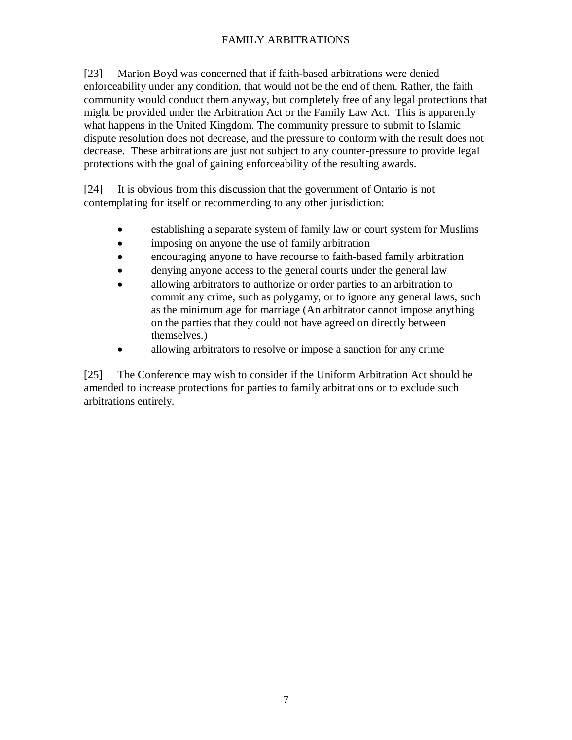[23] Marion Boyd was concerned that if faith-based arbitrations were denied enforceability under any condition, that would not be the end of them. Rather, the faith community would conduct them anyway, but completely free of any legal protections that might be provided under the Arbitration Act or the Family Law Act. This is apparently what happens in the United Kingdom. The community pressure to submit to Islamic dispute resolution does not decrease, and the pressure to conform with the result does not decrease. These arbitrations are just not subject to any counter-pressure to provide legal protections with the goal of gaining enforceability of the resulting awards.

[24] It is obvious from this discussion that the government of Ontario is not contemplating for itself or recommending to any other jurisdiction:

- establishing a separate system of family law or court system for Muslims
- imposing on anyone the use of family arbitration
- encouraging anyone to have recourse to faith-based family arbitration
- denying anyone access to the general courts under the general law
- allowing arbitrators to authorize or order parties to an arbitration to commit any crime, such as polygamy, or to ignore any general laws, such as the minimum age for marriage (An arbitrator cannot impose anything on the parties that they could not have agreed on directly between themselves.)
- allowing arbitrators to resolve or impose a sanction for any crime

[25] The Conference may wish to consider if the Uniform Arbitration Act should be amended to increase protections for parties to family arbitrations or to exclude such arbitrations entirely.